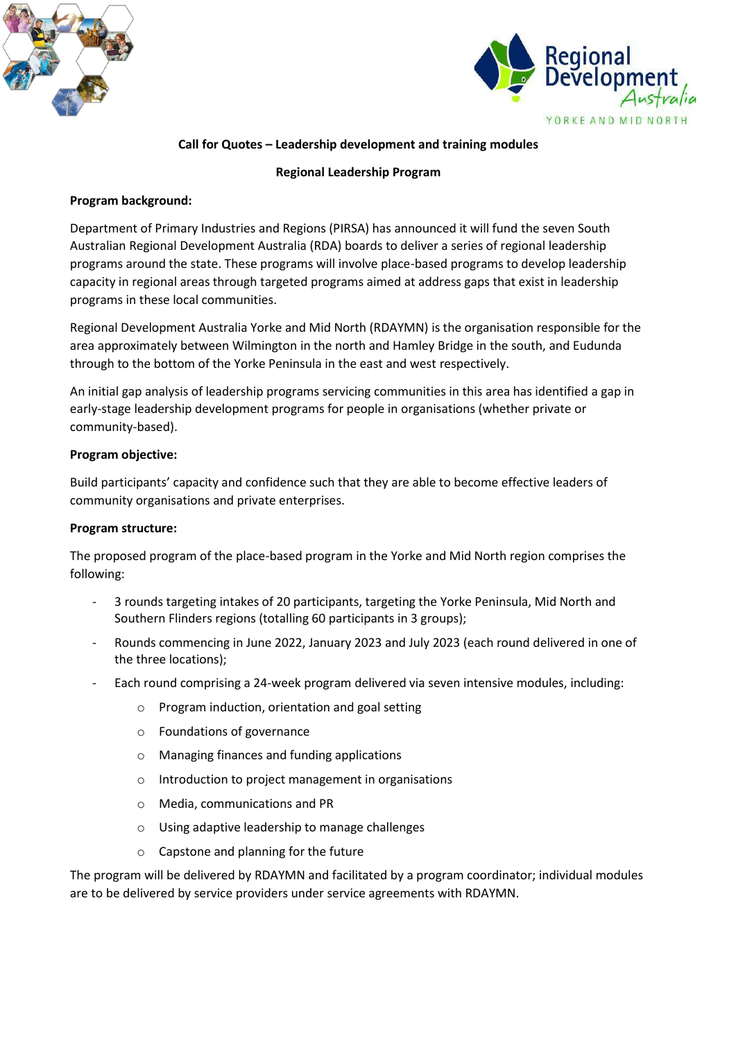## Call for Quotes – Leadership development and training modules

### Regional Leadership Program

**Program background:**

Department of Primary Industries and Regions (PIRSA) has announced it will fund the seven South Australian Regional Development Australia (RDA) boards to deliver a series of regional leadership programs around the state. These programs will involve place-based programs to develop leadership capacity in regional areas through targeted programs aimed at address gaps that exist in leadership programs in these local communities.

Regional Development Australia Yorke and Mid North (RDAYMN) is the organisation responsible for the area approximately between Wilmington in the north and Hamley Bridge in the south, and Eudunda through to the bottom of the Yorke Peninsula in the east and west respectively.

An initial gap analysis of leadership programs servicing communities in this area has identified a gap in early-stage leadership development programs for people in organisations (whether private or community-based).

**Program objective:**

Build participants' capacity and confidence such that they are able to become effective leaders of community organisations and private enterprises.

**Program structure:**

The proposed program of the place-based program in the Yorke and Mid North region comprises the following:

- 3 rounds targeting intakes of 20 participants, targeting the Yorke Peninsula, Mid North and Southern Flinders regions (totalling 60 participants in 3 groups);
- Rounds commencing in June 2022, January 2023 and July 2023 (each round delivered in one of the three locations);
- Each round comprising a 24-week program delivered via seven intensive modules, including:
  - Program induction, orientation and goal setting
  - Foundations of governance
  - Managing finances and funding applications
  - Introduction to project management in organisations
  - Media, communications and PR
  - Using adaptive leadership to manage challenges
  - Capstone and planning for the future

The program will be delivered by RDAYMN and facilitated by a program coordinator; individual modules are to be delivered by service providers under service agreements with RDAYMN.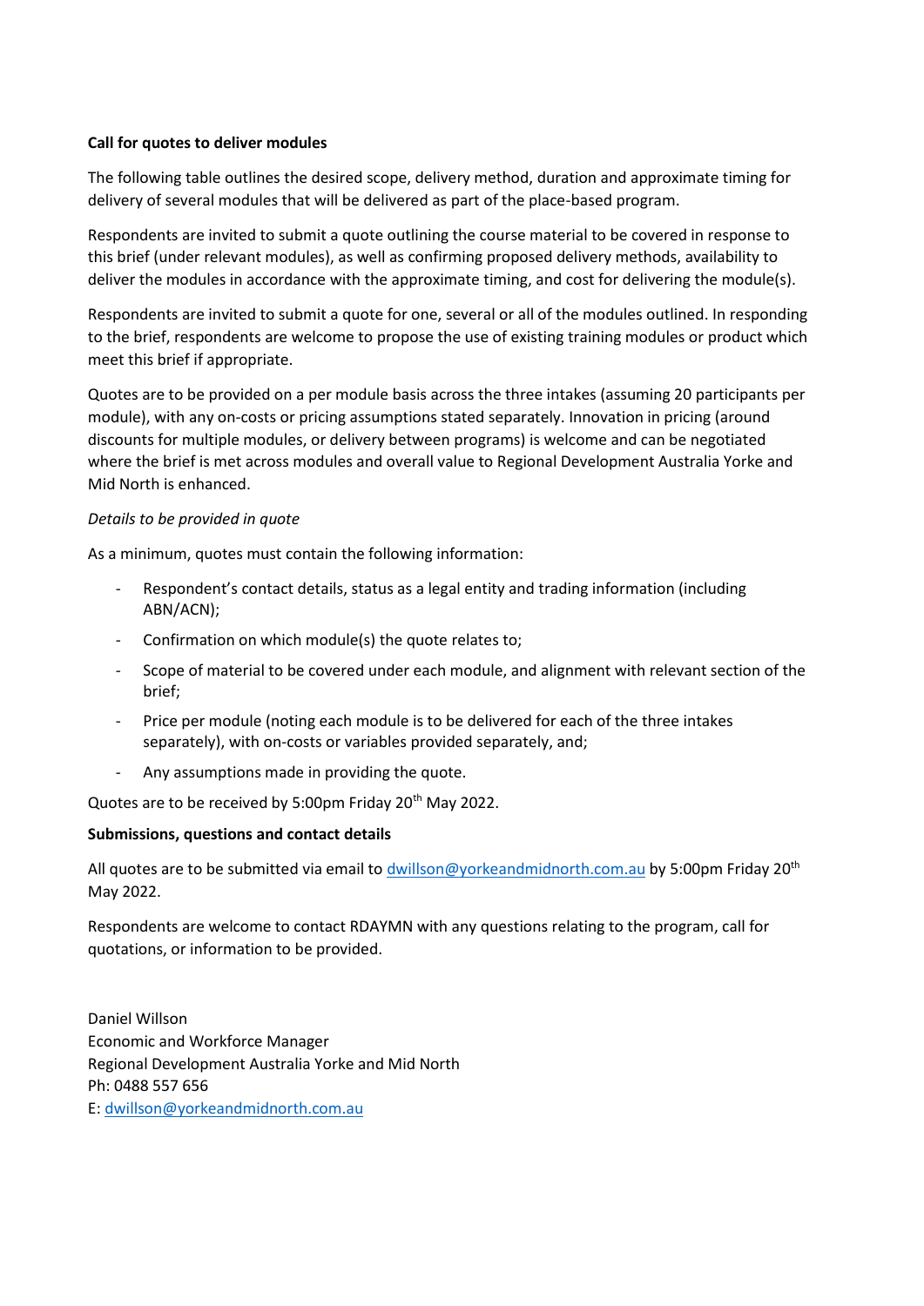**Call for quotes to deliver modules**

The following table outlines the desired scope, delivery method, duration and approximate timing for delivery of several modules that will be delivered as part of the place-based program.

Respondents are invited to submit a quote outlining the course material to be covered in response to this brief (under relevant modules), as well as confirming proposed delivery methods, availability to deliver the modules in accordance with the approximate timing, and cost for delivering the module(s).

Respondents are invited to submit a quote for one, several or all of the modules outlined. In responding to the brief, respondents are welcome to propose the use of existing training modules or product which meet this brief if appropriate.

Quotes are to be provided on a per module basis across the three intakes (assuming 20 participants per module), with any on-costs or pricing assumptions stated separately. Innovation in pricing (around discounts for multiple modules, or delivery between programs) is welcome and can be negotiated where the brief is met across modules and overall value to Regional Development Australia Yorke and Mid North is enhanced.

*Details to be provided in quote*

As a minimum, quotes must contain the following information:

- Respondent's contact details, status as a legal entity and trading information (including ABN/ACN);
- Confirmation on which module(s) the quote relates to;
- Scope of material to be covered under each module, and alignment with relevant section of the brief;
- Price per module (noting each module is to be delivered for each of the three intakes separately), with on-costs or variables provided separately, and;
- Any assumptions made in providing the quote.

Quotes are to be received by 5:00pm Friday 20th May 2022.

**Submissions, questions and contact details**

All quotes are to be submitted via email to dwillson@yorkeandmidnorth.com.au by 5:00pm Friday 20th May 2022.

Respondents are welcome to contact RDAYMN with any questions relating to the program, call for quotations, or information to be provided.

Daniel Willson
Economic and Workforce Manager
Regional Development Australia Yorke and Mid North
Ph: 0488 557 656
E: dwillson@yorkeandmidnorth.com.au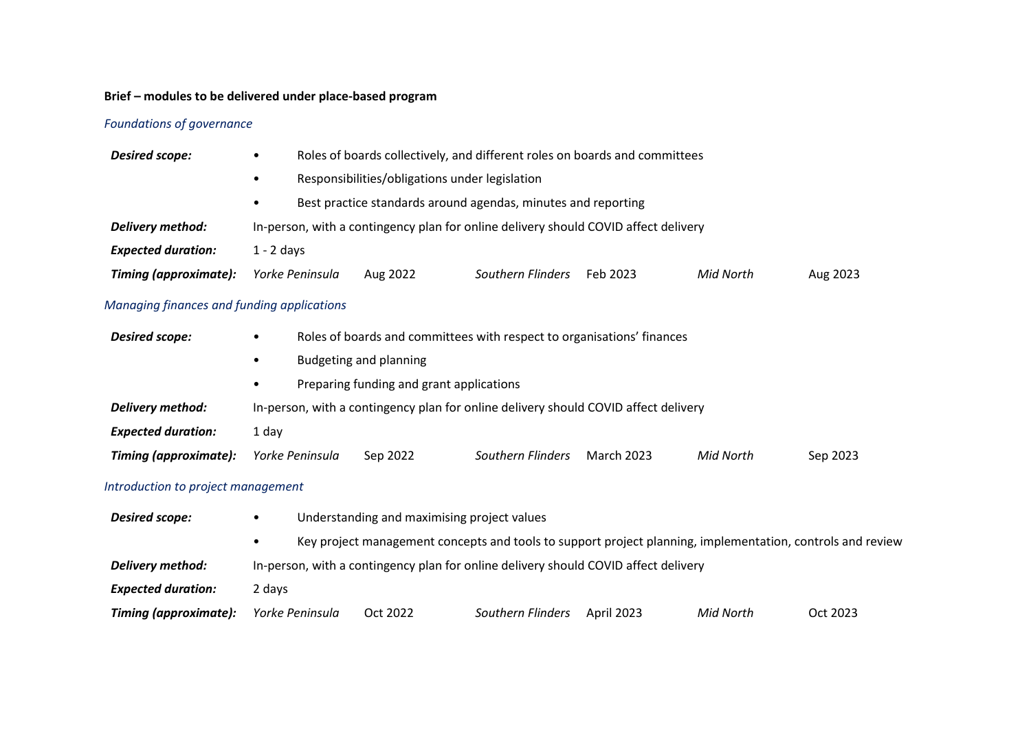**Brief – modules to be delivered under place-based program**

*Foundations of governance*

***Desired scope:***

- Roles of boards collectively, and different roles on boards and committees
- Responsibilities/obligations under legislation
- Best practice standards around agendas, minutes and reporting

***Delivery method:*** In-person, with a contingency plan for online delivery should COVID affect delivery

***Expected duration:*** 1 - 2 days

***Timing (approximate):***

| | | | | | |
|---|---|---|---|---|---|
| *Yorke Peninsula* | Aug 2022 | *Southern Flinders* | Feb 2023 | *Mid North* | Aug 2023 |

*Managing finances and funding applications*

***Desired scope:***

- Roles of boards and committees with respect to organisations' finances
- Budgeting and planning
- Preparing funding and grant applications

***Delivery method:*** In-person, with a contingency plan for online delivery should COVID affect delivery

***Expected duration:*** 1 day

***Timing (approximate):***

| | | | | | |
|---|---|---|---|---|---|
| *Yorke Peninsula* | Sep 2022 | *Southern Flinders* | March 2023 | *Mid North* | Sep 2023 |

*Introduction to project management*

***Desired scope:***

- Understanding and maximising project values
- Key project management concepts and tools to support project planning, implementation, controls and review

***Delivery method:*** In-person, with a contingency plan for online delivery should COVID affect delivery

***Expected duration:*** 2 days

***Timing (approximate):***

| | | | | | |
|---|---|---|---|---|---|
| *Yorke Peninsula* | Oct 2022 | *Southern Flinders* | April 2023 | *Mid North* | Oct 2023 |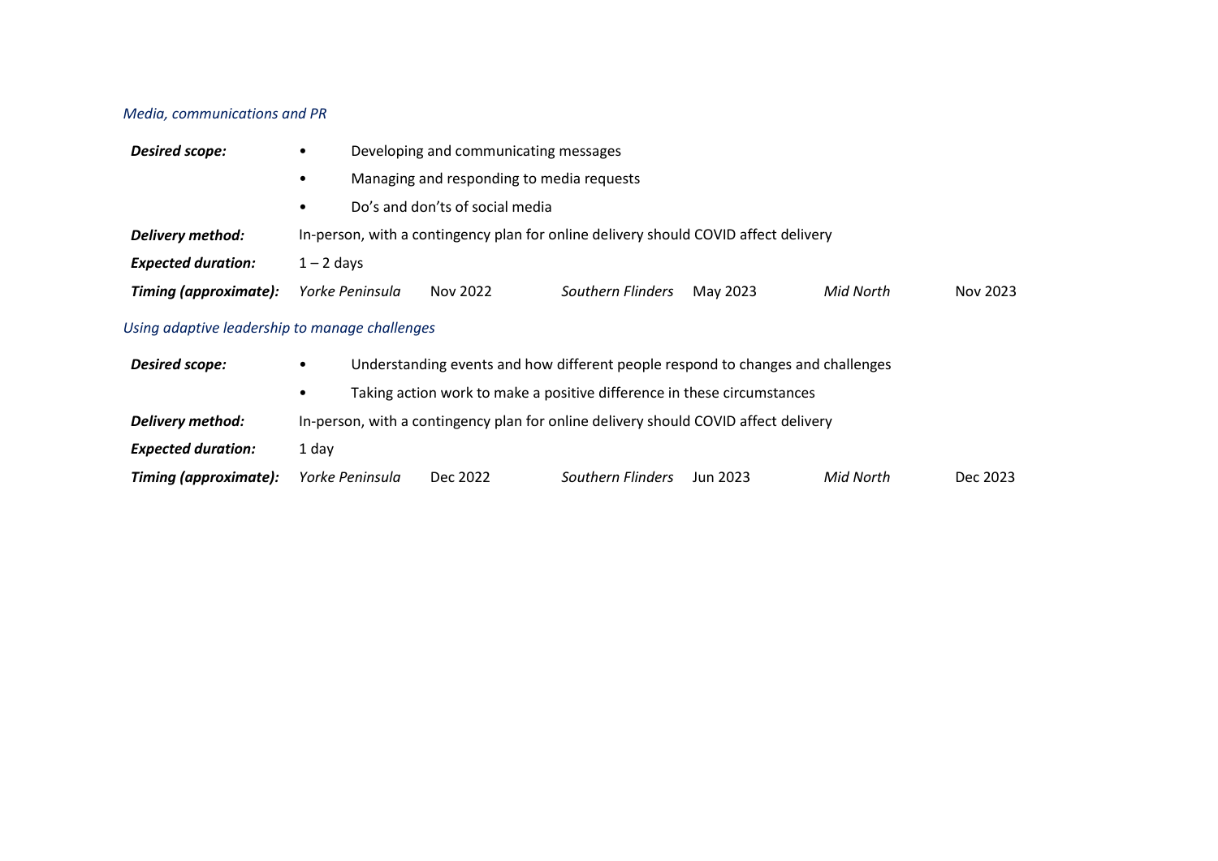*Media, communications and PR*

| | | | | | | |
|---|---|---|---|---|---|---|
| ***Desired scope:*** | • Developing and communicating messages<br>• Managing and responding to media requests<br>• Do's and don'ts of social media | | | | | |
| ***Delivery method:*** | In-person, with a contingency plan for online delivery should COVID affect delivery | | | | | |
| ***Expected duration:*** | 1 – 2 days | | | | | |
| ***Timing (approximate):*** | *Yorke Peninsula* | Nov 2022 | *Southern Flinders* | May 2023 | *Mid North* | Nov 2023 |

*Using adaptive leadership to manage challenges*

| | | | | | | |
|---|---|---|---|---|---|---|
| ***Desired scope:*** | • Understanding events and how different people respond to changes and challenges<br>• Taking action work to make a positive difference in these circumstances | | | | | |
| ***Delivery method:*** | In-person, with a contingency plan for online delivery should COVID affect delivery | | | | | |
| ***Expected duration:*** | 1 day | | | | | |
| ***Timing (approximate):*** | *Yorke Peninsula* | Dec 2022 | *Southern Flinders* | Jun 2023 | *Mid North* | Dec 2023 |